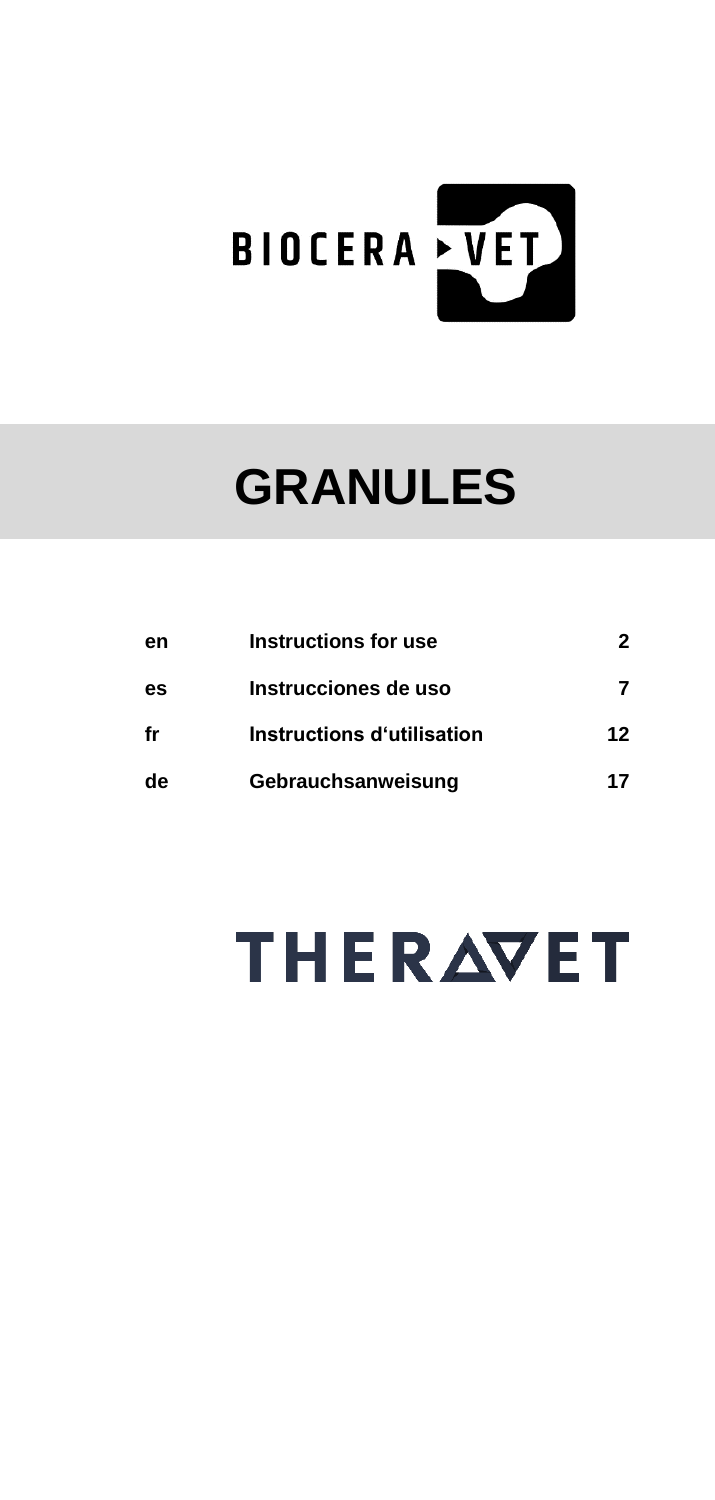BIOCERA ▸ VET

# GRANULES

| | | |
|---|---|---|
| **en** | **Instructions for use** | **2** |
| **es** | **Instrucciones de uso** | **7** |
| **fr** | **Instructions d'utilisation** | **12** |
| **de** | **Gebrauchsanweisung** | **17** |

THERAVET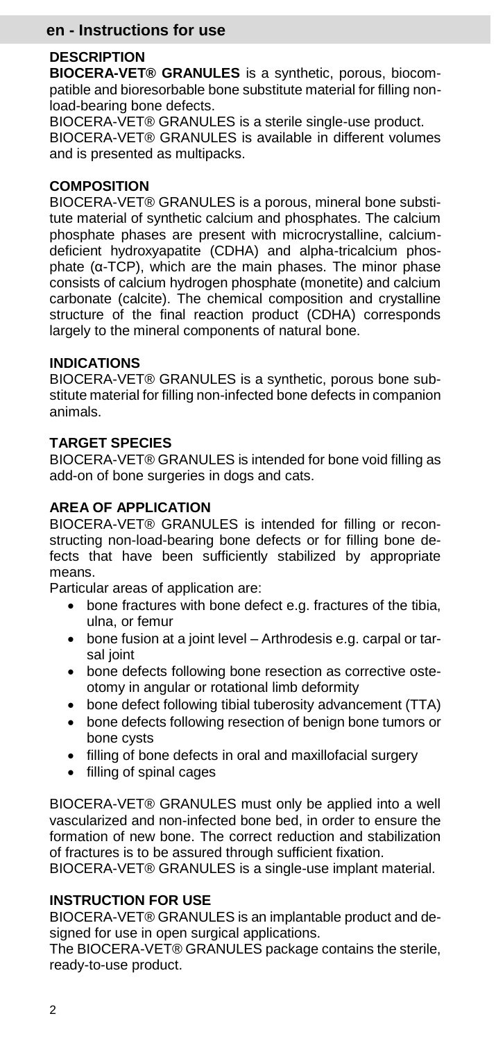## en - Instructions for use

### DESCRIPTION

**BIOCERA-VET® GRANULES** is a synthetic, porous, biocompatible and bioresorbable bone substitute material for filling non-load-bearing bone defects.

BIOCERA-VET® GRANULES is a sterile single-use product.

BIOCERA-VET® GRANULES is available in different volumes and is presented as multipacks.

### COMPOSITION

BIOCERA-VET® GRANULES is a porous, mineral bone substitute material of synthetic calcium and phosphates. The calcium phosphate phases are present with microcrystalline, calcium-deficient hydroxyapatite (CDHA) and alpha-tricalcium phosphate (α-TCP), which are the main phases. The minor phase consists of calcium hydrogen phosphate (monetite) and calcium carbonate (calcite). The chemical composition and crystalline structure of the final reaction product (CDHA) corresponds largely to the mineral components of natural bone.

### INDICATIONS

BIOCERA-VET® GRANULES is a synthetic, porous bone substitute material for filling non-infected bone defects in companion animals.

### TARGET SPECIES

BIOCERA-VET® GRANULES is intended for bone void filling as add-on of bone surgeries in dogs and cats.

### AREA OF APPLICATION

BIOCERA-VET® GRANULES is intended for filling or reconstructing non-load-bearing bone defects or for filling bone defects that have been sufficiently stabilized by appropriate means.

Particular areas of application are:

- bone fractures with bone defect e.g. fractures of the tibia, ulna, or femur
- bone fusion at a joint level – Arthrodesis e.g. carpal or tarsal joint
- bone defects following bone resection as corrective osteotomy in angular or rotational limb deformity
- bone defect following tibial tuberosity advancement (TTA)
- bone defects following resection of benign bone tumors or bone cysts
- filling of bone defects in oral and maxillofacial surgery
- filling of spinal cages

BIOCERA-VET® GRANULES must only be applied into a well vascularized and non-infected bone bed, in order to ensure the formation of new bone. The correct reduction and stabilization of fractures is to be assured through sufficient fixation.

BIOCERA-VET® GRANULES is a single-use implant material.

### INSTRUCTION FOR USE

BIOCERA-VET® GRANULES is an implantable product and designed for use in open surgical applications.

The BIOCERA-VET® GRANULES package contains the sterile, ready-to-use product.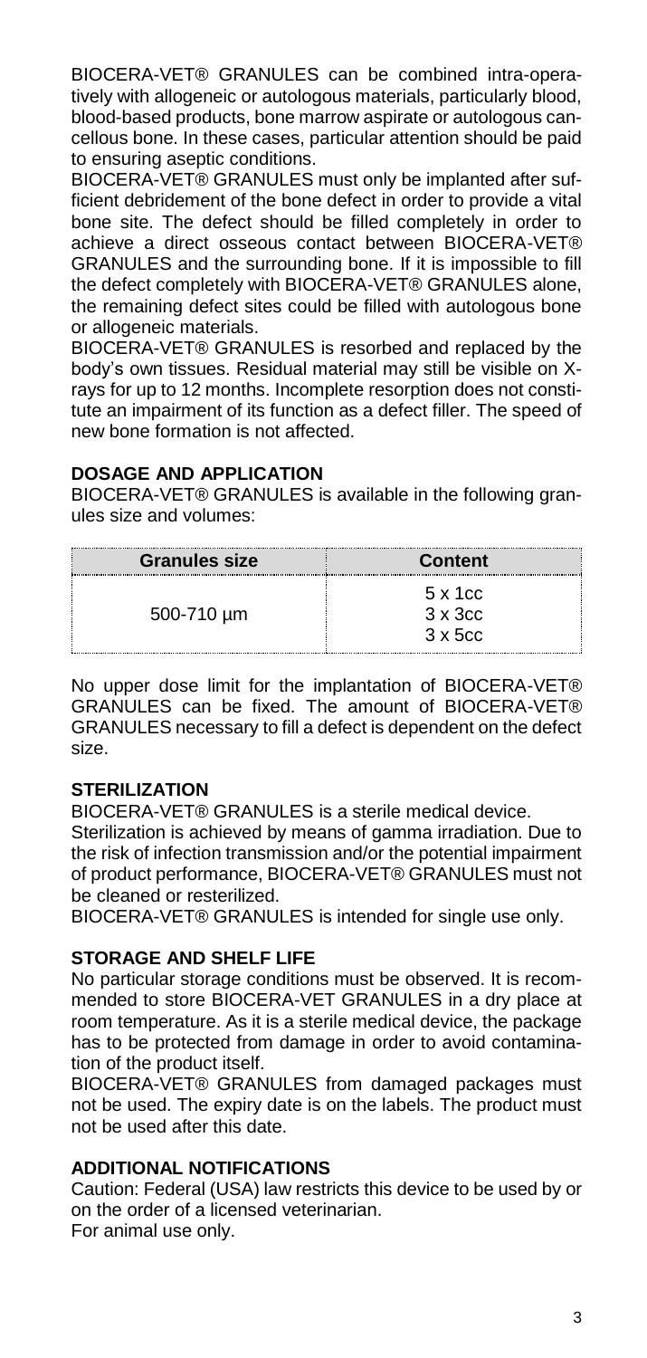BIOCERA-VET® GRANULES can be combined intra-operatively with allogeneic or autologous materials, particularly blood, blood-based products, bone marrow aspirate or autologous cancellous bone. In these cases, particular attention should be paid to ensuring aseptic conditions.

BIOCERA-VET® GRANULES must only be implanted after sufficient debridement of the bone defect in order to provide a vital bone site. The defect should be filled completely in order to achieve a direct osseous contact between BIOCERA-VET® GRANULES and the surrounding bone. If it is impossible to fill the defect completely with BIOCERA-VET® GRANULES alone, the remaining defect sites could be filled with autologous bone or allogeneic materials.

BIOCERA-VET® GRANULES is resorbed and replaced by the body's own tissues. Residual material may still be visible on X-rays for up to 12 months. Incomplete resorption does not constitute an impairment of its function as a defect filler. The speed of new bone formation is not affected.

## DOSAGE AND APPLICATION

BIOCERA-VET® GRANULES is available in the following granules size and volumes:

| Granules size | Content |
|---|---|
| 500-710 µm | 5 x 1cc<br>3 x 3cc<br>3 x 5cc |

No upper dose limit for the implantation of BIOCERA-VET® GRANULES can be fixed. The amount of BIOCERA-VET® GRANULES necessary to fill a defect is dependent on the defect size.

## STERILIZATION

BIOCERA-VET® GRANULES is a sterile medical device.

Sterilization is achieved by means of gamma irradiation. Due to the risk of infection transmission and/or the potential impairment of product performance, BIOCERA-VET® GRANULES must not be cleaned or resterilized.

BIOCERA-VET® GRANULES is intended for single use only.

## STORAGE AND SHELF LIFE

No particular storage conditions must be observed. It is recommended to store BIOCERA-VET GRANULES in a dry place at room temperature. As it is a sterile medical device, the package has to be protected from damage in order to avoid contamination of the product itself.

BIOCERA-VET® GRANULES from damaged packages must not be used. The expiry date is on the labels. The product must not be used after this date.

## ADDITIONAL NOTIFICATIONS

Caution: Federal (USA) law restricts this device to be used by or on the order of a licensed veterinarian.

For animal use only.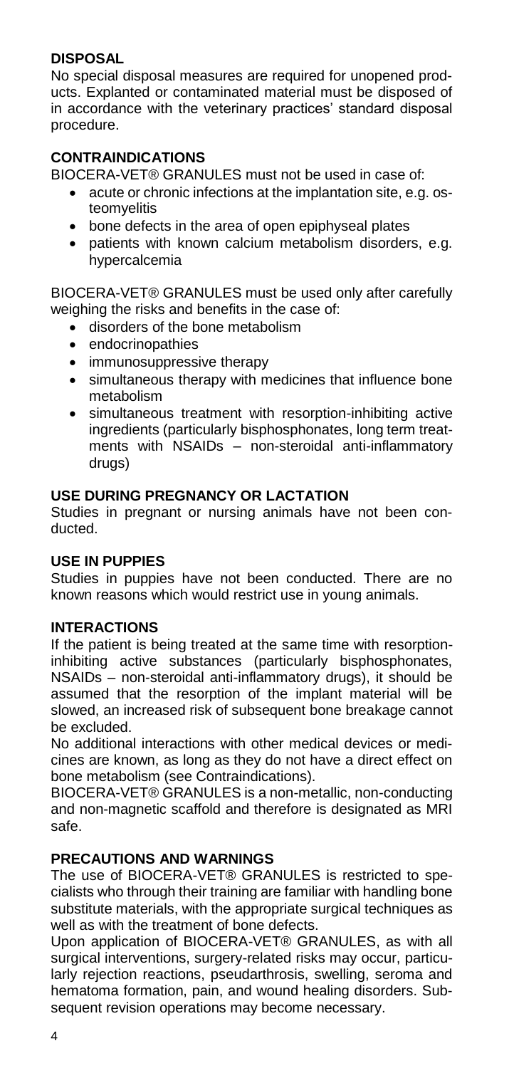## DISPOSAL

No special disposal measures are required for unopened products. Explanted or contaminated material must be disposed of in accordance with the veterinary practices' standard disposal procedure.

## CONTRAINDICATIONS

BIOCERA-VET® GRANULES must not be used in case of:

- acute or chronic infections at the implantation site, e.g. osteomyelitis
- bone defects in the area of open epiphyseal plates
- patients with known calcium metabolism disorders, e.g. hypercalcemia

BIOCERA-VET® GRANULES must be used only after carefully weighing the risks and benefits in the case of:

- disorders of the bone metabolism
- endocrinopathies
- immunosuppressive therapy
- simultaneous therapy with medicines that influence bone metabolism
- simultaneous treatment with resorption-inhibiting active ingredients (particularly bisphosphonates, long term treatments with NSAIDs – non-steroidal anti-inflammatory drugs)

## USE DURING PREGNANCY OR LACTATION

Studies in pregnant or nursing animals have not been conducted.

## USE IN PUPPIES

Studies in puppies have not been conducted. There are no known reasons which would restrict use in young animals.

## INTERACTIONS

If the patient is being treated at the same time with resorption-inhibiting active substances (particularly bisphosphonates, NSAIDs – non-steroidal anti-inflammatory drugs), it should be assumed that the resorption of the implant material will be slowed, an increased risk of subsequent bone breakage cannot be excluded.

No additional interactions with other medical devices or medicines are known, as long as they do not have a direct effect on bone metabolism (see Contraindications).

BIOCERA-VET® GRANULES is a non-metallic, non-conducting and non-magnetic scaffold and therefore is designated as MRI safe.

## PRECAUTIONS AND WARNINGS

The use of BIOCERA-VET® GRANULES is restricted to specialists who through their training are familiar with handling bone substitute materials, with the appropriate surgical techniques as well as with the treatment of bone defects.

Upon application of BIOCERA-VET® GRANULES, as with all surgical interventions, surgery-related risks may occur, particularly rejection reactions, pseudarthrosis, swelling, seroma and hematoma formation, pain, and wound healing disorders. Subsequent revision operations may become necessary.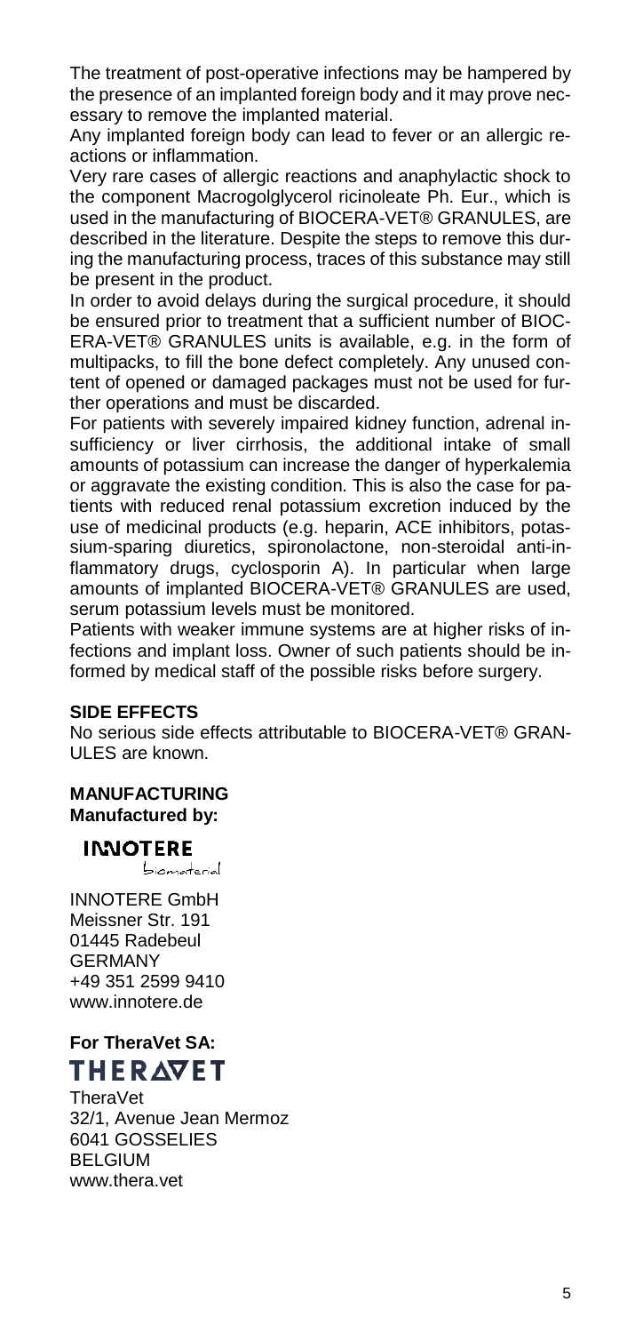The treatment of post-operative infections may be hampered by the presence of an implanted foreign body and it may prove necessary to remove the implanted material.

Any implanted foreign body can lead to fever or an allergic reactions or inflammation.

Very rare cases of allergic reactions and anaphylactic shock to the component Macrogolglycerol ricinoleate Ph. Eur., which is used in the manufacturing of BIOCERA-VET® GRANULES, are described in the literature. Despite the steps to remove this during the manufacturing process, traces of this substance may still be present in the product.

In order to avoid delays during the surgical procedure, it should be ensured prior to treatment that a sufficient number of BIOCERA-VET® GRANULES units is available, e.g. in the form of multipacks, to fill the bone defect completely. Any unused content of opened or damaged packages must not be used for further operations and must be discarded.

For patients with severely impaired kidney function, adrenal insufficiency or liver cirrhosis, the additional intake of small amounts of potassium can increase the danger of hyperkalemia or aggravate the existing condition. This is also the case for patients with reduced renal potassium excretion induced by the use of medicinal products (e.g. heparin, ACE inhibitors, potassium-sparing diuretics, spironolactone, non-steroidal anti-inflammatory drugs, cyclosporin A). In particular when large amounts of implanted BIOCERA-VET® GRANULES are used, serum potassium levels must be monitored.

Patients with weaker immune systems are at higher risks of infections and implant loss. Owner of such patients should be informed by medical staff of the possible risks before surgery.

**SIDE EFFECTS**

No serious side effects attributable to BIOCERA-VET® GRANULES are known.

**MANUFACTURING**

**Manufactured by:**

INNOTERE biomaterial

INNOTERE GmbH
Meissner Str. 191
01445 Radebeul
GERMANY
+49 351 2599 9410
www.innotere.de

**For TheraVet SA:**

THERAVET

TheraVet
32/1, Avenue Jean Mermoz
6041 GOSSELIES
BELGIUM
www.thera.vet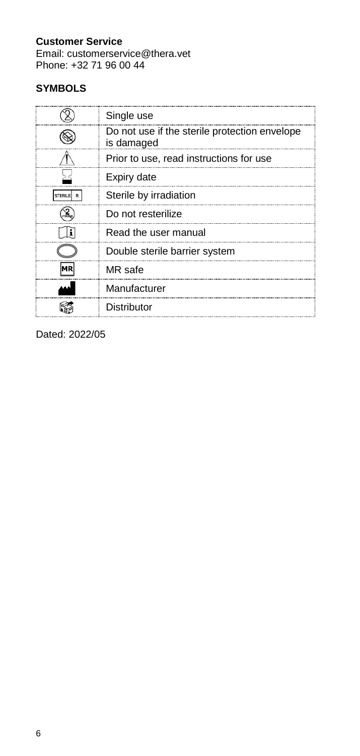**Customer Service**
Email: customerservice@thera.vet
Phone: +32 71 96 00 44

**SYMBOLS**

| | |
|---|---|
| | Single use |
| | Do not use if the sterile protection envelope is damaged |
| | Prior to use, read instructions for use |
| | Expiry date |
| STERILE R | Sterile by irradiation |
| | Do not resterilize |
| | Read the user manual |
| | Double sterile barrier system |
| MR | MR safe |
| | Manufacturer |
| | Distributor |

Dated: 2022/05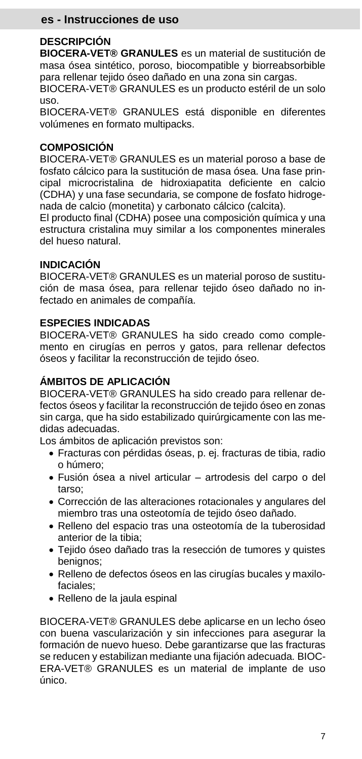## es - Instrucciones de uso

### DESCRIPCIÓN

**BIOCERA-VET® GRANULES** es un material de sustitución de masa ósea sintético, poroso, biocompatible y biorreabsorbible para rellenar tejido óseo dañado en una zona sin cargas.

BIOCERA-VET® GRANULES es un producto estéril de un solo uso.

BIOCERA-VET® GRANULES está disponible en diferentes volúmenes en formato multipacks.

### COMPOSICIÓN

BIOCERA-VET® GRANULES es un material poroso a base de fosfato cálcico para la sustitución de masa ósea. Una fase principal microcristalina de hidroxiapatita deficiente en calcio (CDHA) y una fase secundaria, se compone de fosfato hidrogenada de calcio (monetita) y carbonato cálcico (calcita).

El producto final (CDHA) posee una composición química y una estructura cristalina muy similar a los componentes minerales del hueso natural.

### INDICACIÓN

BIOCERA-VET® GRANULES es un material poroso de sustitución de masa ósea, para rellenar tejido óseo dañado no infectado en animales de compañía.

### ESPECIES INDICADAS

BIOCERA-VET® GRANULES ha sido creado como complemento en cirugías en perros y gatos, para rellenar defectos óseos y facilitar la reconstrucción de tejido óseo.

### ÁMBITOS DE APLICACIÓN

BIOCERA-VET® GRANULES ha sido creado para rellenar defectos óseos y facilitar la reconstrucción de tejido óseo en zonas sin carga, que ha sido estabilizado quirúrgicamente con las medidas adecuadas.

Los ámbitos de aplicación previstos son:

- Fracturas con pérdidas óseas, p. ej. fracturas de tibia, radio o húmero;
- Fusión ósea a nivel articular – artrodesis del carpo o del tarso;
- Corrección de las alteraciones rotacionales y angulares del miembro tras una osteotomía de tejido óseo dañado.
- Relleno del espacio tras una osteotomía de la tuberosidad anterior de la tibia;
- Tejido óseo dañado tras la resección de tumores y quistes benignos;
- Relleno de defectos óseos en las cirugías bucales y maxilofaciales;
- Relleno de la jaula espinal

BIOCERA-VET® GRANULES debe aplicarse en un lecho óseo con buena vascularización y sin infecciones para asegurar la formación de nuevo hueso. Debe garantizarse que las fracturas se reducen y estabilizan mediante una fijación adecuada. BIOCERA-VET® GRANULES es un material de implante de uso único.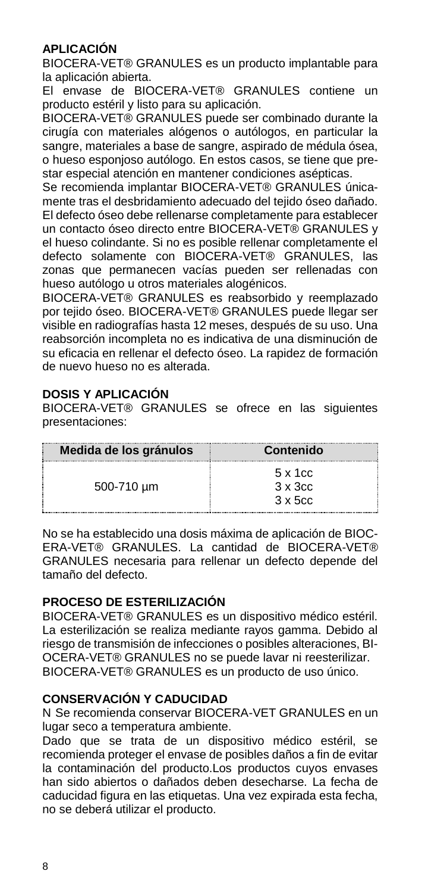## APLICACIÓN

BIOCERA-VET® GRANULES es un producto implantable para la aplicación abierta.

El envase de BIOCERA-VET® GRANULES contiene un producto estéril y listo para su aplicación.

BIOCERA-VET® GRANULES puede ser combinado durante la cirugía con materiales alógenos o autólogos, en particular la sangre, materiales a base de sangre, aspirado de médula ósea, o hueso esponjoso autólogo. En estos casos, se tiene que prestar especial atención en mantener condiciones asépticas.

Se recomienda implantar BIOCERA-VET® GRANULES únicamente tras el desbridamiento adecuado del tejido óseo dañado. El defecto óseo debe rellenarse completamente para establecer un contacto óseo directo entre BIOCERA-VET® GRANULES y el hueso colindante. Si no es posible rellenar completamente el defecto solamente con BIOCERA-VET® GRANULES, las zonas que permanecen vacías pueden ser rellenadas con hueso autólogo u otros materiales alogénicos.

BIOCERA-VET® GRANULES es reabsorbido y reemplazado por tejido óseo. BIOCERA-VET® GRANULES puede llegar ser visible en radiografías hasta 12 meses, después de su uso. Una reabsorción incompleta no es indicativa de una disminución de su eficacia en rellenar el defecto óseo. La rapidez de formación de nuevo hueso no es alterada.

## DOSIS Y APLICACIÓN

BIOCERA-VET® GRANULES se ofrece en las siguientes presentaciones:

| Medida de los gránulos | Contenido |
|---|---|
| 500-710 µm | 5 x 1cc<br>3 x 3cc<br>3 x 5cc |

No se ha establecido una dosis máxima de aplicación de BIOCERA-VET® GRANULES. La cantidad de BIOCERA-VET® GRANULES necesaria para rellenar un defecto depende del tamaño del defecto.

## PROCESO DE ESTERILIZACIÓN

BIOCERA-VET® GRANULES es un dispositivo médico estéril. La esterilización se realiza mediante rayos gamma. Debido al riesgo de transmisión de infecciones o posibles alteraciones, BIOCERA-VET® GRANULES no se puede lavar ni reesterilizar. BIOCERA-VET® GRANULES es un producto de uso único.

## CONSERVACIÓN Y CADUCIDAD

N Se recomienda conservar BIOCERA-VET GRANULES en un lugar seco a temperatura ambiente.

Dado que se trata de un dispositivo médico estéril, se recomienda proteger el envase de posibles daños a fin de evitar la contaminación del producto.Los productos cuyos envases han sido abiertos o dañados deben desecharse. La fecha de caducidad figura en las etiquetas. Una vez expirada esta fecha, no se deberá utilizar el producto.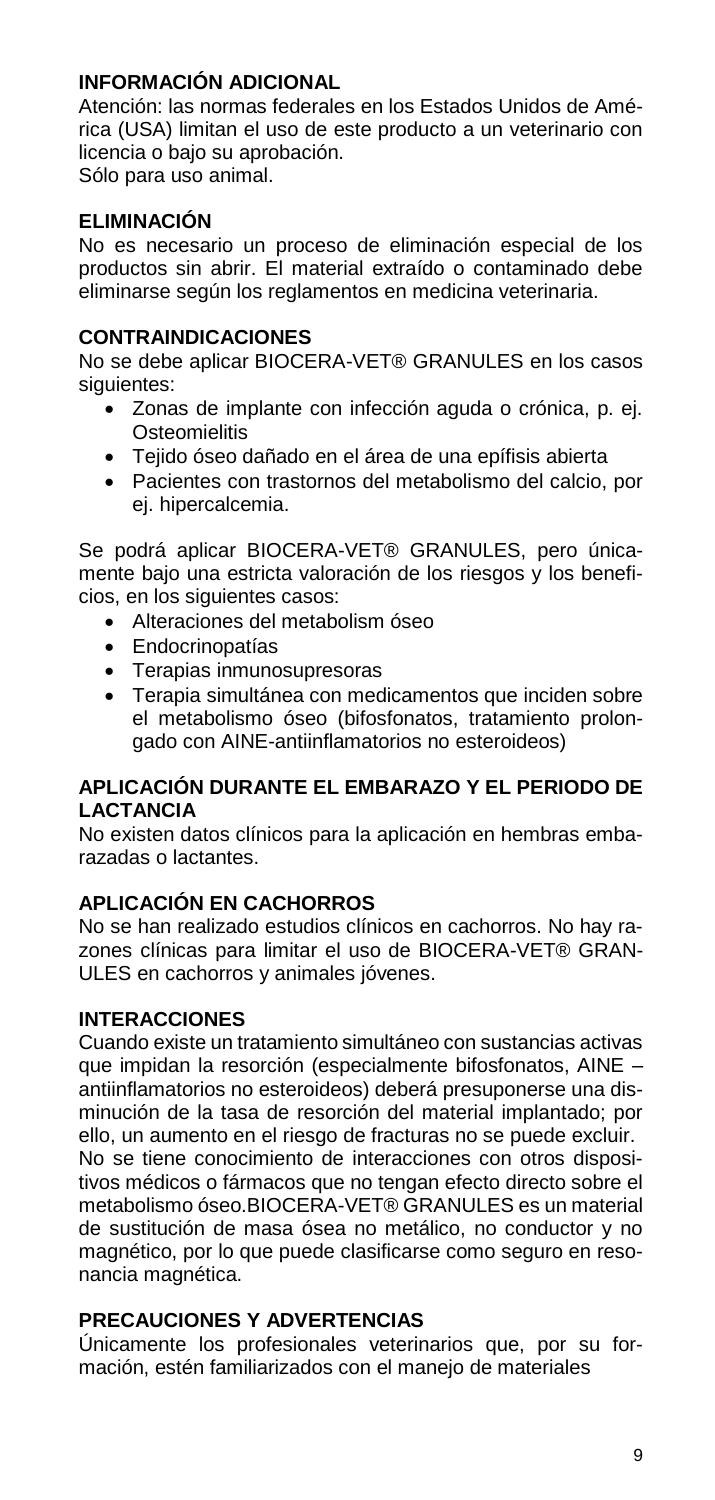## INFORMACIÓN ADICIONAL

Atención: las normas federales en los Estados Unidos de América (USA) limitan el uso de este producto a un veterinario con licencia o bajo su aprobación.
Sólo para uso animal.

## ELIMINACIÓN

No es necesario un proceso de eliminación especial de los productos sin abrir. El material extraído o contaminado debe eliminarse según los reglamentos en medicina veterinaria.

## CONTRAINDICACIONES

No se debe aplicar BIOCERA-VET® GRANULES en los casos siguientes:

- Zonas de implante con infección aguda o crónica, p. ej. Osteomielitis
- Tejido óseo dañado en el área de una epífisis abierta
- Pacientes con trastornos del metabolismo del calcio, por ej. hipercalcemia.

Se podrá aplicar BIOCERA-VET® GRANULES, pero únicamente bajo una estricta valoración de los riesgos y los beneficios, en los siguientes casos:

- Alteraciones del metabolismo óseo
- Endocrinopatías
- Terapias inmunosupresoras
- Terapia simultánea con medicamentos que inciden sobre el metabolismo óseo (bifosfonatos, tratamiento prolongado con AINE-antiinflamatorios no esteroideos)

## APLICACIÓN DURANTE EL EMBARAZO Y EL PERIODO DE LACTANCIA

No existen datos clínicos para la aplicación en hembras embarazadas o lactantes.

## APLICACIÓN EN CACHORROS

No se han realizado estudios clínicos en cachorros. No hay razones clínicas para limitar el uso de BIOCERA-VET® GRANULES en cachorros y animales jóvenes.

## INTERACCIONES

Cuando existe un tratamiento simultáneo con sustancias activas que impidan la resorción (especialmente bifosfonatos, AINE – antiinflamatorios no esteroideos) deberá presuponerse una disminución de la tasa de resorción del material implantado; por ello, un aumento en el riesgo de fracturas no se puede excluir.
No se tiene conocimiento de interacciones con otros dispositivos médicos o fármacos que no tengan efecto directo sobre el metabolismo óseo.BIOCERA-VET® GRANULES es un material de sustitución de masa ósea no metálico, no conductor y no magnético, por lo que puede clasificarse como seguro en resonancia magnética.

## PRECAUCIONES Y ADVERTENCIAS

Únicamente los profesionales veterinarios que, por su formación, estén familiarizados con el manejo de materiales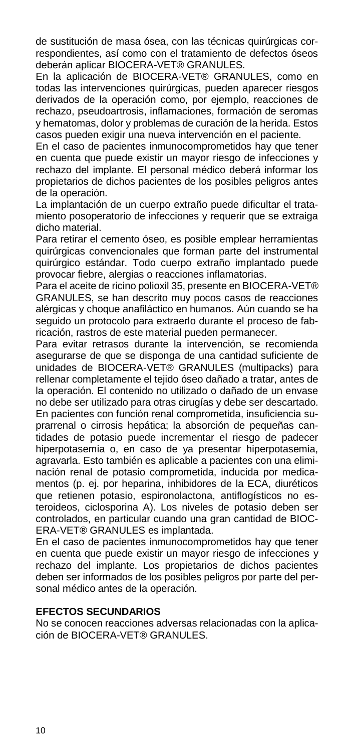de sustitución de masa ósea, con las técnicas quirúrgicas correspondientes, así como con el tratamiento de defectos óseos deberán aplicar BIOCERA-VET® GRANULES.

En la aplicación de BIOCERA-VET® GRANULES, como en todas las intervenciones quirúrgicas, pueden aparecer riesgos derivados de la operación como, por ejemplo, reacciones de rechazo, pseudoartrosis, inflamaciones, formación de seromas y hematomas, dolor y problemas de curación de la herida. Estos casos pueden exigir una nueva intervención en el paciente.

En el caso de pacientes inmunocomprometidos hay que tener en cuenta que puede existir un mayor riesgo de infecciones y rechazo del implante. El personal médico deberá informar los propietarios de dichos pacientes de los posibles peligros antes de la operación.

La implantación de un cuerpo extraño puede dificultar el tratamiento posoperatorio de infecciones y requerir que se extraiga dicho material.

Para retirar el cemento óseo, es posible emplear herramientas quirúrgicas convencionales que forman parte del instrumental quirúrgico estándar. Todo cuerpo extraño implantado puede provocar fiebre, alergias o reacciones inflamatorias.

Para el aceite de ricino polioxil 35, presente en BIOCERA-VET® GRANULES, se han descrito muy pocos casos de reacciones alérgicas y choque anafiláctico en humanos. Aún cuando se ha seguido un protocolo para extraerlo durante el proceso de fabricación, rastros de este material pueden permanecer.

Para evitar retrasos durante la intervención, se recomienda asegurarse de que se disponga de una cantidad suficiente de unidades de BIOCERA-VET® GRANULES (multipacks) para rellenar completamente el tejido óseo dañado a tratar, antes de la operación. El contenido no utilizado o dañado de un envase no debe ser utilizado para otras cirugías y debe ser descartado.

En pacientes con función renal comprometida, insuficiencia suprarrenal o cirrosis hepática; la absorción de pequeñas cantidades de potasio puede incrementar el riesgo de padecer hiperpotasemia o, en caso de ya presentar hiperpotasemia, agravarla. Esto también es aplicable a pacientes con una eliminación renal de potasio comprometida, inducida por medicamentos (p. ej. por heparina, inhibidores de la ECA, diuréticos que retienen potasio, espironolactona, antiflogísticos no esteroideos, ciclosporina A). Los niveles de potasio deben ser controlados, en particular cuando una gran cantidad de BIOCERA-VET® GRANULES es implantada.

En el caso de pacientes inmunocomprometidos hay que tener en cuenta que puede existir un mayor riesgo de infecciones y rechazo del implante. Los propietarios de dichos pacientes deben ser informados de los posibles peligros por parte del personal médico antes de la operación.

**EFECTOS SECUNDARIOS**

No se conocen reacciones adversas relacionadas con la aplicación de BIOCERA-VET® GRANULES.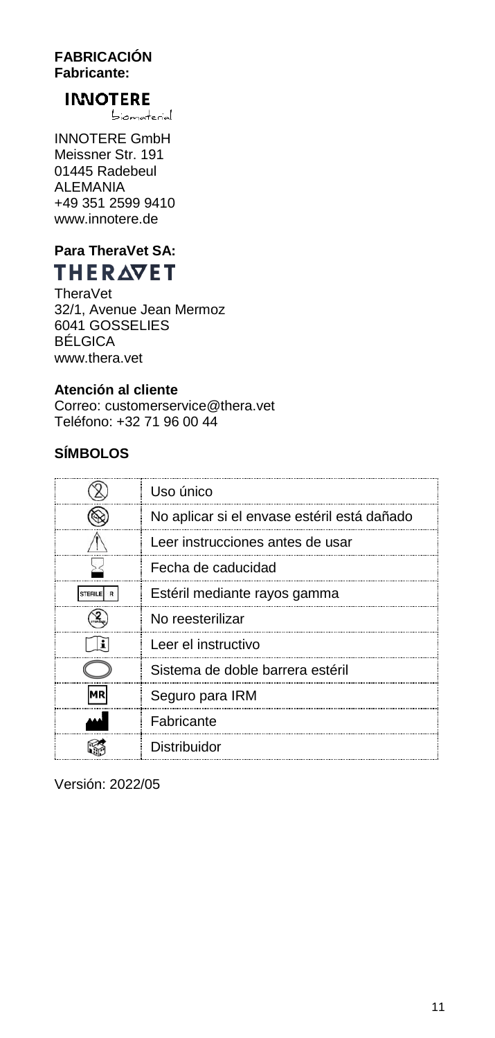**FABRICACIÓN**
**Fabricante:**

INNOTERE biomaterial

INNOTERE GmbH
Meissner Str. 191
01445 Radebeul
ALEMANIA
+49 351 2599 9410
www.innotere.de

**Para TheraVet SA:**

THERAVET

TheraVet
32/1, Avenue Jean Mermoz
6041 GOSSELIES
BÉLGICA
www.thera.vet

**Atención al cliente**
Correo: customerservice@thera.vet
Teléfono: +32 71 96 00 44

## SÍMBOLOS

| Símbolo | Significado |
|---|---|
| (2) | Uso único |
| | No aplicar si el envase estéril está dañado |
| ⚠ | Leer instrucciones antes de usar |
| | Fecha de caducidad |
| STERILE R | Estéril mediante rayos gamma |
| | No reesterilizar |
| i | Leer el instructivo |
| | Sistema de doble barrera estéril |
| MR | Seguro para IRM |
| | Fabricante |
| | Distribuidor |

Versión: 2022/05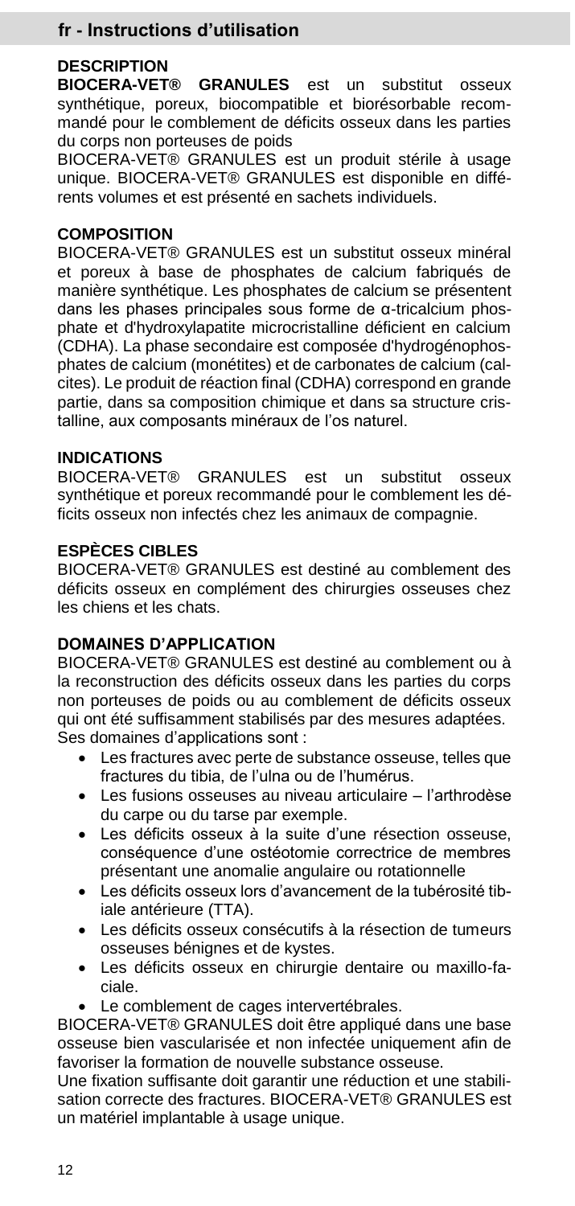## fr - Instructions d'utilisation

### DESCRIPTION

**BIOCERA-VET® GRANULES** est un substitut osseux synthétique, poreux, biocompatible et biorésorbable recommandé pour le comblement de déficits osseux dans les parties du corps non porteuses de poids

BIOCERA-VET® GRANULES est un produit stérile à usage unique. BIOCERA-VET® GRANULES est disponible en différents volumes et est présenté en sachets individuels.

### COMPOSITION

BIOCERA-VET® GRANULES est un substitut osseux minéral et poreux à base de phosphates de calcium fabriqués de manière synthétique. Les phosphates de calcium se présentent dans les phases principales sous forme de α-tricalcium phosphate et d'hydroxylapatite microcristalline déficient en calcium (CDHA). La phase secondaire est composée d'hydrogénophosphates de calcium (monétites) et de carbonates de calcium (calcites). Le produit de réaction final (CDHA) correspond en grande partie, dans sa composition chimique et dans sa structure cristalline, aux composants minéraux de l'os naturel.

### INDICATIONS

BIOCERA-VET® GRANULES est un substitut osseux synthétique et poreux recommandé pour le comblement les déficits osseux non infectés chez les animaux de compagnie.

### ESPÈCES CIBLES

BIOCERA-VET® GRANULES est destiné au comblement des déficits osseux en complément des chirurgies osseuses chez les chiens et les chats.

### DOMAINES D'APPLICATION

BIOCERA-VET® GRANULES est destiné au comblement ou à la reconstruction des déficits osseux dans les parties du corps non porteuses de poids ou au comblement de déficits osseux qui ont été suffisamment stabilisés par des mesures adaptées. Ses domaines d'applications sont :

- Les fractures avec perte de substance osseuse, telles que fractures du tibia, de l'ulna ou de l'humérus.
- Les fusions osseuses au niveau articulaire – l'arthrodèse du carpe ou du tarse par exemple.
- Les déficits osseux à la suite d'une résection osseuse, conséquence d'une ostéotomie correctrice de membres présentant une anomalie angulaire ou rotationnelle
- Les déficits osseux lors d'avancement de la tubérosité tibiale antérieure (TTA).
- Les déficits osseux consécutifs à la résection de tumeurs osseuses bénignes et de kystes.
- Les déficits osseux en chirurgie dentaire ou maxillo-faciale.
- Le comblement de cages intervertébrales.

BIOCERA-VET® GRANULES doit être appliqué dans une base osseuse bien vascularisée et non infectée uniquement afin de favoriser la formation de nouvelle substance osseuse.

Une fixation suffisante doit garantir une réduction et une stabilisation correcte des fractures. BIOCERA-VET® GRANULES est un matériel implantable à usage unique.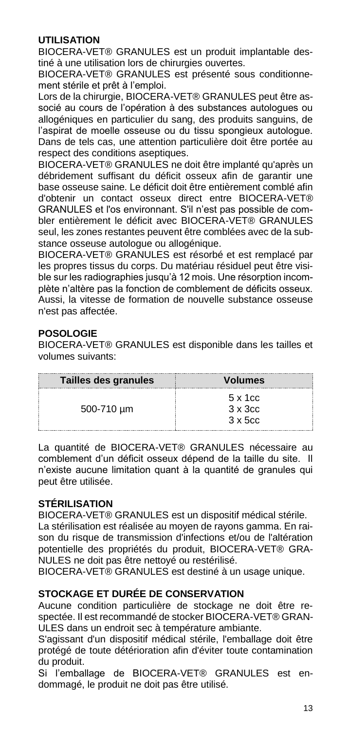## UTILISATION

BIOCERA-VET® GRANULES est un produit implantable destiné à une utilisation lors de chirurgies ouvertes.

BIOCERA-VET® GRANULES est présenté sous conditionnement stérile et prêt à l'emploi.

Lors de la chirurgie, BIOCERA-VET® GRANULES peut être associé au cours de l'opération à des substances autologues ou allogéniques en particulier du sang, des produits sanguins, de l'aspirat de moelle osseuse ou du tissu spongieux autologue. Dans de tels cas, une attention particulière doit être portée au respect des conditions aseptiques.

BIOCERA-VET® GRANULES ne doit être implanté qu'après un débridement suffisant du déficit osseux afin de garantir une base osseuse saine. Le déficit doit être entièrement comblé afin d'obtenir un contact osseux direct entre BIOCERA-VET® GRANULES et l'os environnant. S'il n'est pas possible de combler entièrement le déficit avec BIOCERA-VET® GRANULES seul, les zones restantes peuvent être comblées avec de la substance osseuse autologue ou allogénique.

BIOCERA-VET® GRANULES est résorbé et est remplacé par les propres tissus du corps. Du matériau résiduel peut être visible sur les radiographies jusqu'à 12 mois. Une résorption incomplète n'altère pas la fonction de comblement de déficits osseux. Aussi, la vitesse de formation de nouvelle substance osseuse n'est pas affectée.

## POSOLOGIE

BIOCERA-VET® GRANULES est disponible dans les tailles et volumes suivants:

| Tailles des granules | Volumes |
|---|---|
| 500-710 µm | 5 x 1cc<br>3 x 3cc<br>3 x 5cc |

La quantité de BIOCERA-VET® GRANULES nécessaire au comblement d'un déficit osseux dépend de la taille du site. Il n'existe aucune limitation quant à la quantité de granules qui peut être utilisée.

## STÉRILISATION

BIOCERA-VET® GRANULES est un dispositif médical stérile.

La stérilisation est réalisée au moyen de rayons gamma. En raison du risque de transmission d'infections et/ou de l'altération potentielle des propriétés du produit, BIOCERA-VET® GRANULES ne doit pas être nettoyé ou restérilisé.

BIOCERA-VET® GRANULES est destiné à un usage unique.

## STOCKAGE ET DURÉE DE CONSERVATION

Aucune condition particulière de stockage ne doit être respectée. Il est recommandé de stocker BIOCERA-VET® GRANULES dans un endroit sec à température ambiante.

S'agissant d'un dispositif médical stérile, l'emballage doit être protégé de toute détérioration afin d'éviter toute contamination du produit.

Si l'emballage de BIOCERA-VET® GRANULES est endommagé, le produit ne doit pas être utilisé.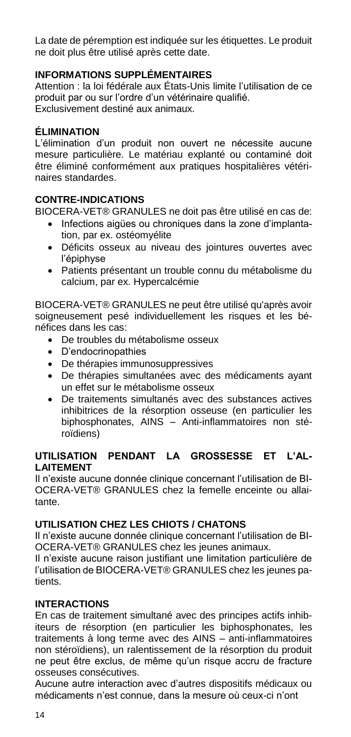La date de péremption est indiquée sur les étiquettes. Le produit ne doit plus être utilisé après cette date.

### INFORMATIONS SUPPLÉMENTAIRES

Attention : la loi fédérale aux États-Unis limite l'utilisation de ce produit par ou sur l'ordre d'un vétérinaire qualifié.
Exclusivement destiné aux animaux.

### ÉLIMINATION

L'élimination d'un produit non ouvert ne nécessite aucune mesure particulière. Le matériau explanté ou contaminé doit être éliminé conformément aux pratiques hospitalières vétérinaires standardes.

### CONTRE-INDICATIONS

BIOCERA-VET® GRANULES ne doit pas être utilisé en cas de:

- Infections aigües ou chroniques dans la zone d'implantation, par ex. ostéomyélite
- Déficits osseux au niveau des jointures ouvertes avec l'épiphyse
- Patients présentant un trouble connu du métabolisme du calcium, par ex. Hypercalcémie

BIOCERA-VET® GRANULES ne peut être utilisé qu'après avoir soigneusement pesé individuellement les risques et les bénéfices dans les cas:

- De troubles du métabolisme osseux
- D'endocrinopathies
- De thérapies immunosuppressives
- De thérapies simultanées avec des médicaments ayant un effet sur le métabolisme osseux
- De traitements simultanés avec des substances actives inhibitrices de la résorption osseuse (en particulier les biphosphonates, AINS – Anti-inflammatoires non stéroïdiens)

### UTILISATION PENDANT LA GROSSESSE ET L'ALLAITEMENT

Il n'existe aucune donnée clinique concernant l'utilisation de BIOCERA-VET® GRANULES chez la femelle enceinte ou allaitante.

### UTILISATION CHEZ LES CHIOTS / CHATONS

Il n'existe aucune donnée clinique concernant l'utilisation de BIOCERA-VET® GRANULES chez les jeunes animaux.
Il n'existe aucune raison justifiant une limitation particulière de l'utilisation de BIOCERA-VET® GRANULES chez les jeunes patients.

### INTERACTIONS

En cas de traitement simultané avec des principes actifs inhibiteurs de résorption (en particulier les biphosphonates, les traitements à long terme avec des AINS – anti-inflammatoires non stéroïdiens), un ralentissement de la résorption du produit ne peut être exclus, de même qu'un risque accru de fracture osseuses consécutives.
Aucune autre interaction avec d'autres dispositifs médicaux ou médicaments n'est connue, dans la mesure où ceux-ci n'ont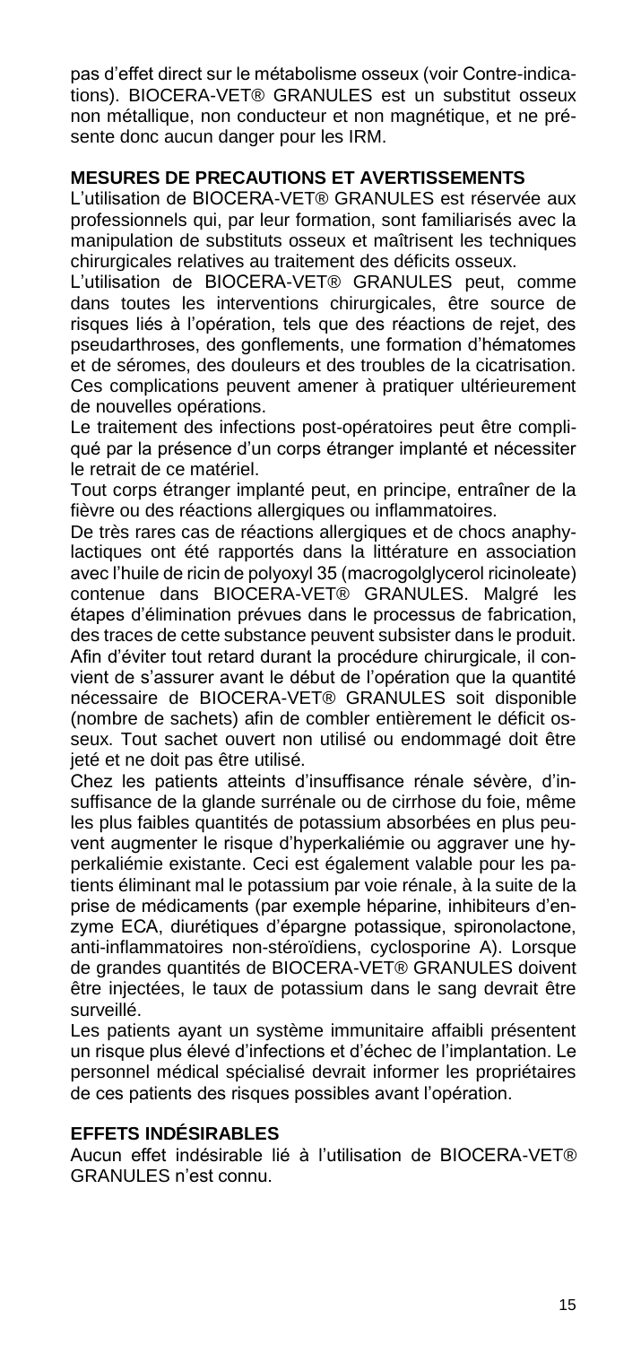pas d'effet direct sur le métabolisme osseux (voir Contre-indications). BIOCERA-VET® GRANULES est un substitut osseux non métallique, non conducteur et non magnétique, et ne présente donc aucun danger pour les IRM.

## MESURES DE PRECAUTIONS ET AVERTISSEMENTS

L'utilisation de BIOCERA-VET® GRANULES est réservée aux professionnels qui, par leur formation, sont familiarisés avec la manipulation de substituts osseux et maîtrisent les techniques chirurgicales relatives au traitement des déficits osseux.

L'utilisation de BIOCERA-VET® GRANULES peut, comme dans toutes les interventions chirurgicales, être source de risques liés à l'opération, tels que des réactions de rejet, des pseudarthroses, des gonflements, une formation d'hématomes et de séromes, des douleurs et des troubles de la cicatrisation. Ces complications peuvent amener à pratiquer ultérieurement de nouvelles opérations.

Le traitement des infections post-opératoires peut être compliqué par la présence d'un corps étranger implanté et nécessiter le retrait de ce matériel.

Tout corps étranger implanté peut, en principe, entraîner de la fièvre ou des réactions allergiques ou inflammatoires.

De très rares cas de réactions allergiques et de chocs anaphylactiques ont été rapportés dans la littérature en association avec l'huile de ricin de polyoxyl 35 (macrogolglycerol ricinoleate) contenue dans BIOCERA-VET® GRANULES. Malgré les étapes d'élimination prévues dans le processus de fabrication, des traces de cette substance peuvent subsister dans le produit.

Afin d'éviter tout retard durant la procédure chirurgicale, il convient de s'assurer avant le début de l'opération que la quantité nécessaire de BIOCERA-VET® GRANULES soit disponible (nombre de sachets) afin de combler entièrement le déficit osseux. Tout sachet ouvert non utilisé ou endommagé doit être jeté et ne doit pas être utilisé.

Chez les patients atteints d'insuffisance rénale sévère, d'insuffisance de la glande surrénale ou de cirrhose du foie, même les plus faibles quantités de potassium absorbées en plus peuvent augmenter le risque d'hyperkaliémie ou aggraver une hyperkaliémie existante. Ceci est également valable pour les patients éliminant mal le potassium par voie rénale, à la suite de la prise de médicaments (par exemple héparine, inhibiteurs d'enzyme ECA, diurétiques d'épargne potassique, spironolactone, anti-inflammatoires non-stéroïdiens, cyclosporine A). Lorsque de grandes quantités de BIOCERA-VET® GRANULES doivent être injectées, le taux de potassium dans le sang devrait être surveillé.

Les patients ayant un système immunitaire affaibli présentent un risque plus élevé d'infections et d'échec de l'implantation. Le personnel médical spécialisé devrait informer les propriétaires de ces patients des risques possibles avant l'opération.

## EFFETS INDÉSIRABLES

Aucun effet indésirable lié à l'utilisation de BIOCERA-VET® GRANULES n'est connu.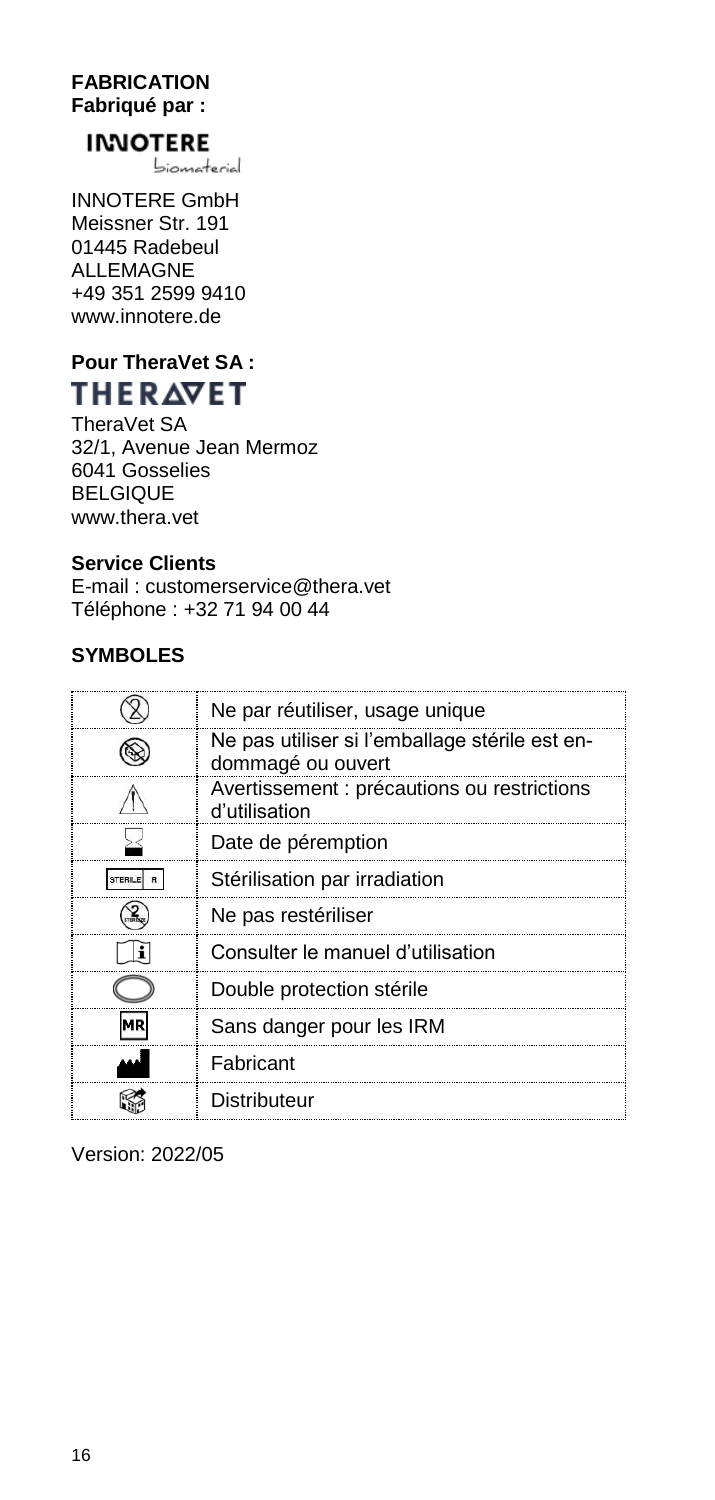**FABRICATION**
**Fabriqué par :**

INNOTERE GmbH
Meissner Str. 191
01445 Radebeul
ALLEMAGNE
+49 351 2599 9410
www.innotere.de

**Pour TheraVet SA :**

TheraVet SA
32/1, Avenue Jean Mermoz
6041 Gosselies
BELGIQUE
www.thera.vet

**Service Clients**
E-mail : customerservice@thera.vet
Téléphone : +32 71 94 00 44

**SYMBOLES**

| Symbole | Signification |
|---|---|
| | Ne par réutiliser, usage unique |
| | Ne pas utiliser si l'emballage stérile est en-dommagé ou ouvert |
| | Avertissement : précautions ou restrictions d'utilisation |
| | Date de péremption |
| STERILE R | Stérilisation par irradiation |
| | Ne pas restériliser |
| | Consulter le manuel d'utilisation |
| | Double protection stérile |
| MR | Sans danger pour les IRM |
| | Fabricant |
| | Distributeur |

Version: 2022/05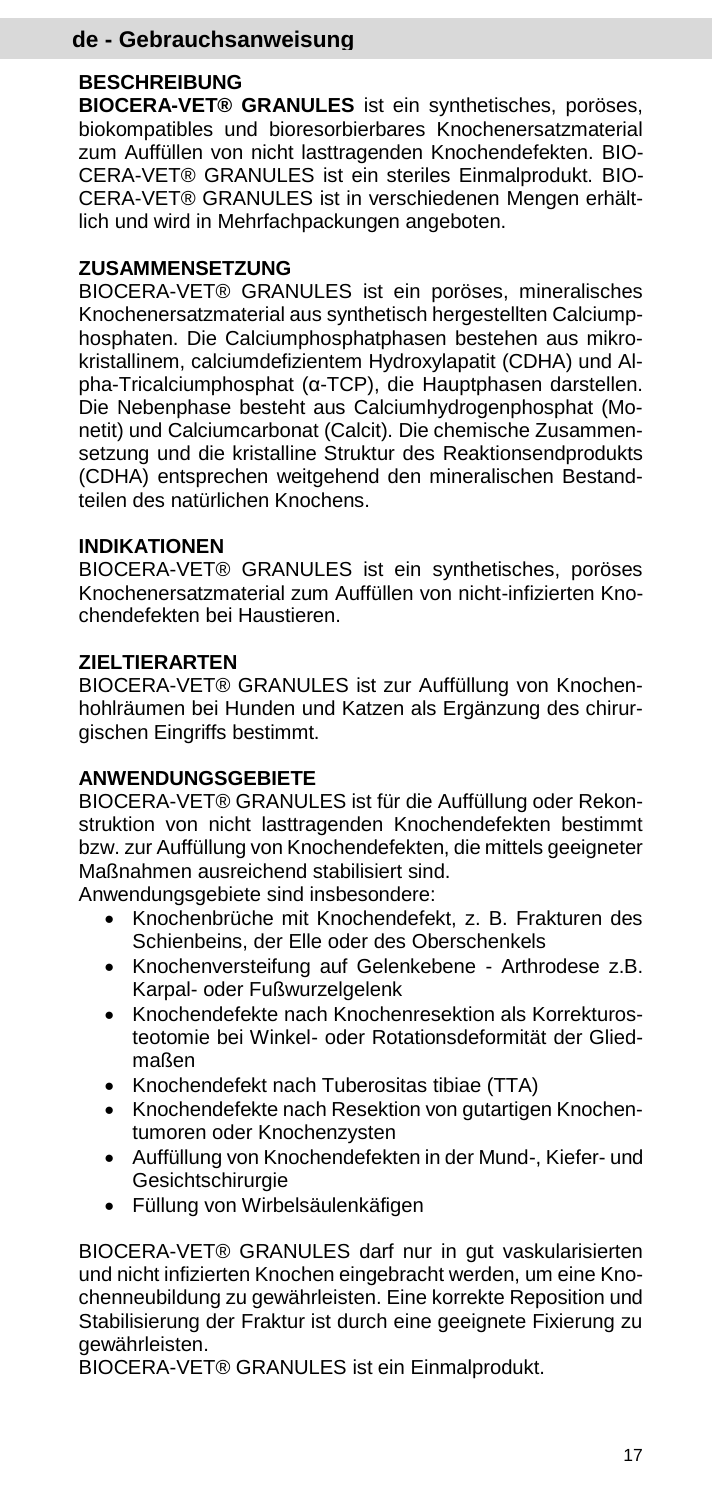## de - Gebrauchsanweisung

### BESCHREIBUNG

**BIOCERA-VET® GRANULES** ist ein synthetisches, poröses, biokompatibles und bioresorbierbares Knochenersatzmaterial zum Auffüllen von nicht lasttragenden Knochendefekten. BIOCERA-VET® GRANULES ist ein steriles Einmalprodukt. BIOCERA-VET® GRANULES ist in verschiedenen Mengen erhältlich und wird in Mehrfachpackungen angeboten.

### ZUSAMMENSETZUNG

BIOCERA-VET® GRANULES ist ein poröses, mineralisches Knochenersatzmaterial aus synthetisch hergestellten Calciumphosphaten. Die Calciumphosphatphasen bestehen aus mikrokristallinem, calciumdefizientem Hydroxylapatit (CDHA) und Alpha-Tricalciumphosphat (α-TCP), die Hauptphasen darstellen. Die Nebenphase besteht aus Calciumhydrogenphosphat (Monetit) und Calciumcarbonat (Calcit). Die chemische Zusammensetzung und die kristalline Struktur des Reaktionsendprodukts (CDHA) entsprechen weitgehend den mineralischen Bestandteilen des natürlichen Knochens.

### INDIKATIONEN

BIOCERA-VET® GRANULES ist ein synthetisches, poröses Knochenersatzmaterial zum Auffüllen von nicht-infizierten Knochendefekten bei Haustieren.

### ZIELTIERARTEN

BIOCERA-VET® GRANULES ist zur Auffüllung von Knochenhohlräumen bei Hunden und Katzen als Ergänzung des chirurgischen Eingriffs bestimmt.

### ANWENDUNGSGEBIETE

BIOCERA-VET® GRANULES ist für die Auffüllung oder Rekonstruktion von nicht lasttragenden Knochendefekten bestimmt bzw. zur Auffüllung von Knochendefekten, die mittels geeigneter Maßnahmen ausreichend stabilisiert sind.

Anwendungsgebiete sind insbesondere:

- Knochenbrüche mit Knochendefekt, z. B. Frakturen des Schienbeins, der Elle oder des Oberschenkels
- Knochenversteifung auf Gelenkebene - Arthrodese z.B. Karpal- oder Fußwurzelgelenk
- Knochendefekte nach Knochenresektion als Korrekturosteotomie bei Winkel- oder Rotationsdeformität der Gliedmaßen
- Knochendefekt nach Tuberositas tibiae (TTA)
- Knochendefekte nach Resektion von gutartigen Knochentumoren oder Knochenzysten
- Auffüllung von Knochendefekten in der Mund-, Kiefer- und Gesichtschirurgie
- Füllung von Wirbelsäulenkäfigen

BIOCERA-VET® GRANULES darf nur in gut vaskularisierten und nicht infizierten Knochen eingebracht werden, um eine Knochenneubildung zu gewährleisten. Eine korrekte Reposition und Stabilisierung der Fraktur ist durch eine geeignete Fixierung zu gewährleisten.

BIOCERA-VET® GRANULES ist ein Einmalprodukt.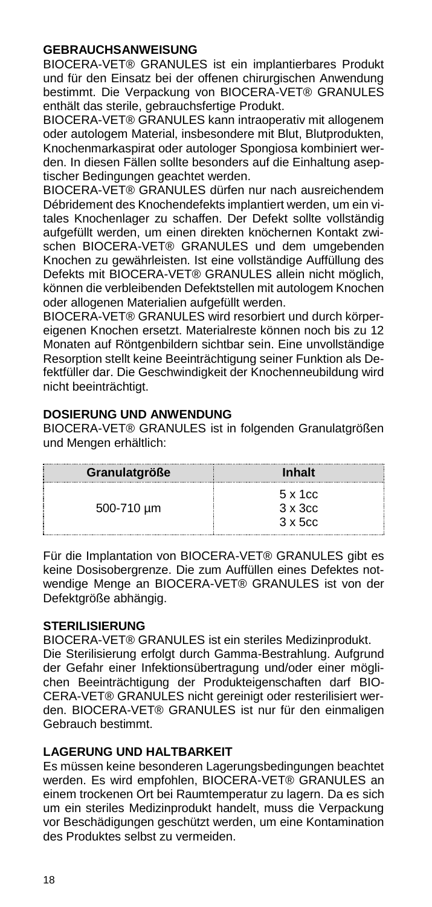## GEBRAUCHSANWEISUNG

BIOCERA-VET® GRANULES ist ein implantierbares Produkt und für den Einsatz bei der offenen chirurgischen Anwendung bestimmt. Die Verpackung von BIOCERA-VET® GRANULES enthält das sterile, gebrauchsfertige Produkt.

BIOCERA-VET® GRANULES kann intraoperativ mit allogenem oder autologem Material, insbesondere mit Blut, Blutprodukten, Knochenmarkaspirat oder autologer Spongiosa kombiniert werden. In diesen Fällen sollte besonders auf die Einhaltung aseptischer Bedingungen geachtet werden.

BIOCERA-VET® GRANULES dürfen nur nach ausreichendem Débridement des Knochendefekts implantiert werden, um ein vitales Knochenlager zu schaffen. Der Defekt sollte vollständig aufgefüllt werden, um einen direkten knöchernen Kontakt zwischen BIOCERA-VET® GRANULES und dem umgebenden Knochen zu gewährleisten. Ist eine vollständige Auffüllung des Defekts mit BIOCERA-VET® GRANULES allein nicht möglich, können die verbleibenden Defektstellen mit autologem Knochen oder allogenen Materialien aufgefüllt werden.

BIOCERA-VET® GRANULES wird resorbiert und durch körpereigenen Knochen ersetzt. Materialreste können noch bis zu 12 Monaten auf Röntgenbildern sichtbar sein. Eine unvollständige Resorption stellt keine Beeinträchtigung seiner Funktion als Defektfüller dar. Die Geschwindigkeit der Knochenneubildung wird nicht beeinträchtigt.

## DOSIERUNG UND ANWENDUNG

BIOCERA-VET® GRANULES ist in folgenden Granulatgrößen und Mengen erhältlich:

| Granulatgröße | Inhalt |
|---|---|
| 500-710 µm | 5 x 1cc<br>3 x 3cc<br>3 x 5cc |

Für die Implantation von BIOCERA-VET® GRANULES gibt es keine Dosisobergrenze. Die zum Auffüllen eines Defektes notwendige Menge an BIOCERA-VET® GRANULES ist von der Defektgröße abhängig.

## STERILISIERUNG

BIOCERA-VET® GRANULES ist ein steriles Medizinprodukt.

Die Sterilisierung erfolgt durch Gamma-Bestrahlung. Aufgrund der Gefahr einer Infektionsübertragung und/oder einer möglichen Beeinträchtigung der Produkteigenschaften darf BIOCERA-VET® GRANULES nicht gereinigt oder resterilisiert werden. BIOCERA-VET® GRANULES ist nur für den einmaligen Gebrauch bestimmt.

## LAGERUNG UND HALTBARKEIT

Es müssen keine besonderen Lagerungsbedingungen beachtet werden. Es wird empfohlen, BIOCERA-VET® GRANULES an einem trockenen Ort bei Raumtemperatur zu lagern. Da es sich um ein steriles Medizinprodukt handelt, muss die Verpackung vor Beschädigungen geschützt werden, um eine Kontamination des Produktes selbst zu vermeiden.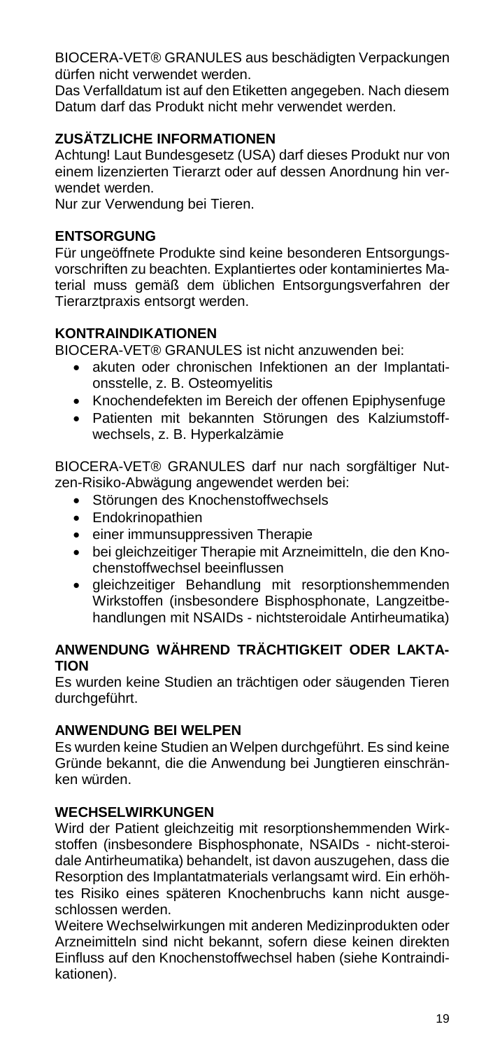BIOCERA-VET® GRANULES aus beschädigten Verpackungen dürfen nicht verwendet werden.

Das Verfalldatum ist auf den Etiketten angegeben. Nach diesem Datum darf das Produkt nicht mehr verwendet werden.

## ZUSÄTZLICHE INFORMATIONEN

Achtung! Laut Bundesgesetz (USA) darf dieses Produkt nur von einem lizenzierten Tierarzt oder auf dessen Anordnung hin verwendet werden.

Nur zur Verwendung bei Tieren.

## ENTSORGUNG

Für ungeöffnete Produkte sind keine besonderen Entsorgungsvorschriften zu beachten. Explantiertes oder kontaminiertes Material muss gemäß dem üblichen Entsorgungsverfahren der Tierarztpraxis entsorgt werden.

## KONTRAINDIKATIONEN

BIOCERA-VET® GRANULES ist nicht anzuwenden bei:

- akuten oder chronischen Infektionen an der Implantationsstelle, z. B. Osteomyelitis
- Knochendefekten im Bereich der offenen Epiphysenfuge
- Patienten mit bekannten Störungen des Kalziumstoffwechsels, z. B. Hyperkalzämie

BIOCERA-VET® GRANULES darf nur nach sorgfältiger Nutzen-Risiko-Abwägung angewendet werden bei:

- Störungen des Knochenstoffwechsels
- Endokrinopathien
- einer immunsuppressiven Therapie
- bei gleichzeitiger Therapie mit Arzneimitteln, die den Knochenstoffwechsel beeinflussen
- gleichzeitiger Behandlung mit resorptionshemmenden Wirkstoffen (insbesondere Bisphosphonate, Langzeitbehandlungen mit NSAIDs - nichtsteroidale Antirheumatika)

## ANWENDUNG WÄHREND TRÄCHTIGKEIT ODER LAKTATION

Es wurden keine Studien an trächtigen oder säugenden Tieren durchgeführt.

## ANWENDUNG BEI WELPEN

Es wurden keine Studien an Welpen durchgeführt. Es sind keine Gründe bekannt, die die Anwendung bei Jungtieren einschränken würden.

## WECHSELWIRKUNGEN

Wird der Patient gleichzeitig mit resorptionshemmenden Wirkstoffen (insbesondere Bisphosphonate, NSAIDs - nicht-steroidale Antirheumatika) behandelt, ist davon auszugehen, dass die Resorption des Implantatmaterials verlangsamt wird. Ein erhöhtes Risiko eines späteren Knochenbruchs kann nicht ausgeschlossen werden.

Weitere Wechselwirkungen mit anderen Medizinprodukten oder Arzneimitteln sind nicht bekannt, sofern diese keinen direkten Einfluss auf den Knochenstoffwechsel haben (siehe Kontraindikationen).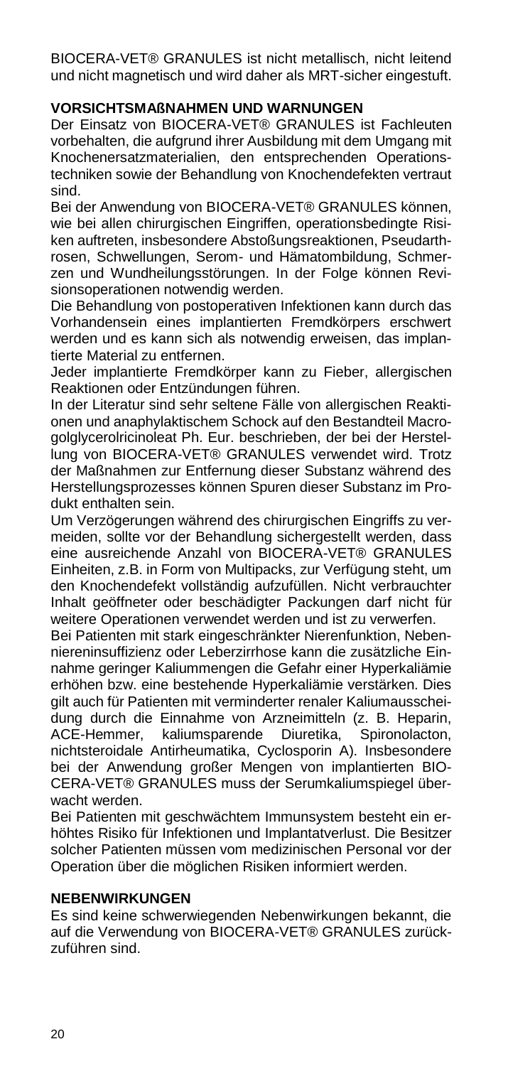BIOCERA-VET® GRANULES ist nicht metallisch, nicht leitend und nicht magnetisch und wird daher als MRT-sicher eingestuft.

**VORSICHTSMAßNAHMEN UND WARNUNGEN**

Der Einsatz von BIOCERA-VET® GRANULES ist Fachleuten vorbehalten, die aufgrund ihrer Ausbildung mit dem Umgang mit Knochenersatzmaterialien, den entsprechenden Operationstechniken sowie der Behandlung von Knochendefekten vertraut sind.

Bei der Anwendung von BIOCERA-VET® GRANULES können, wie bei allen chirurgischen Eingriffen, operationsbedingte Risiken auftreten, insbesondere Abstoßungsreaktionen, Pseudarthrosen, Schwellungen, Serom- und Hämatombildung, Schmerzen und Wundheilungsstörungen. In der Folge können Revisionsoperationen notwendig werden.

Die Behandlung von postoperativen Infektionen kann durch das Vorhandensein eines implantierten Fremdkörpers erschwert werden und es kann sich als notwendig erweisen, das implantierte Material zu entfernen.

Jeder implantierte Fremdkörper kann zu Fieber, allergischen Reaktionen oder Entzündungen führen.

In der Literatur sind sehr seltene Fälle von allergischen Reaktionen und anaphylaktischem Schock auf den Bestandteil Macrogolglycerolricinoleat Ph. Eur. beschrieben, der bei der Herstellung von BIOCERA-VET® GRANULES verwendet wird. Trotz der Maßnahmen zur Entfernung dieser Substanz während des Herstellungsprozesses können Spuren dieser Substanz im Produkt enthalten sein.

Um Verzögerungen während des chirurgischen Eingriffs zu vermeiden, sollte vor der Behandlung sichergestellt werden, dass eine ausreichende Anzahl von BIOCERA-VET® GRANULES Einheiten, z.B. in Form von Multipacks, zur Verfügung steht, um den Knochendefekt vollständig aufzufüllen. Nicht verbrauchter Inhalt geöffneter oder beschädigter Packungen darf nicht für weitere Operationen verwendet werden und ist zu verwerfen.

Bei Patienten mit stark eingeschränkter Nierenfunktion, Nebenniereninsuffizienz oder Leberzirrhose kann die zusätzliche Einnahme geringer Kaliummengen die Gefahr einer Hyperkaliämie erhöhen bzw. eine bestehende Hyperkaliämie verstärken. Dies gilt auch für Patienten mit verminderter renaler Kaliumausscheidung durch die Einnahme von Arzneimitteln (z. B. Heparin, ACE-Hemmer, kaliumsparende Diuretika, Spironolacton, nichtsteroidale Antirheumatika, Cyclosporin A). Insbesondere bei der Anwendung großer Mengen von implantierten BIOCERA-VET® GRANULES muss der Serumkaliumspiegel überwacht werden.

Bei Patienten mit geschwächtem Immunsystem besteht ein erhöhtes Risiko für Infektionen und Implantatverlust. Die Besitzer solcher Patienten müssen vom medizinischen Personal vor der Operation über die möglichen Risiken informiert werden.

**NEBENWIRKUNGEN**

Es sind keine schwerwiegenden Nebenwirkungen bekannt, die auf die Verwendung von BIOCERA-VET® GRANULES zurückzuführen sind.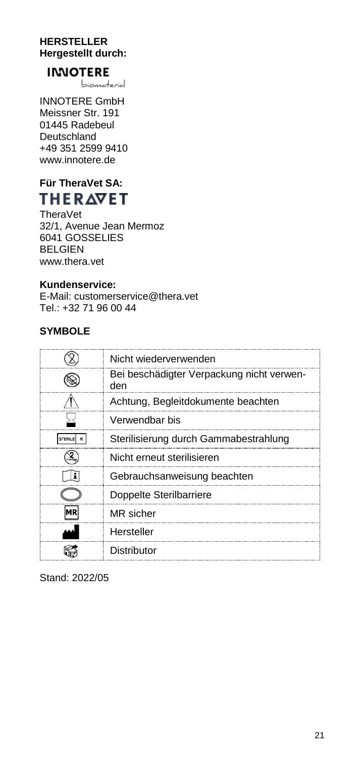**HERSTELLER**
**Hergestellt durch:**

INNOTERE
biomaterial

INNOTERE GmbH
Meissner Str. 191
01445 Radebeul
Deutschland
+49 351 2599 9410
www.innotere.de

**Für TheraVet SA:**

THERAVET

TheraVet
32/1, Avenue Jean Mermoz
6041 GOSSELIES
BELGIEN
www.thera.vet

**Kundenservice:**
E-Mail: customerservice@thera.vet
Tel.: +32 71 96 00 44

**SYMBOLE**

| Symbol | Bedeutung |
|---|---|
| | Nicht wiederverwenden |
| | Bei beschädigter Verpackung nicht verwenden |
| | Achtung, Begleitdokumente beachten |
| | Verwendbar bis |
| STERILE R | Sterilisierung durch Gammabestrahlung |
| | Nicht erneut sterilisieren |
| | Gebrauchsanweisung beachten |
| | Doppelte Sterilbarriere |
| MR | MR sicher |
| | Hersteller |
| | Distributor |

Stand: 2022/05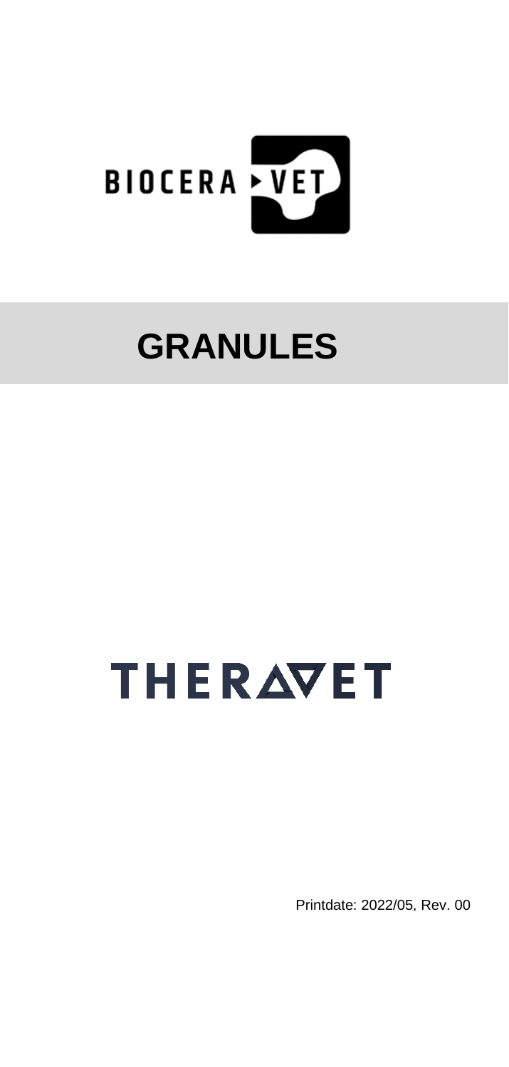BIOCERA ▸VET

# GRANULES

THERAVET

Printdate: 2022/05, Rev. 00